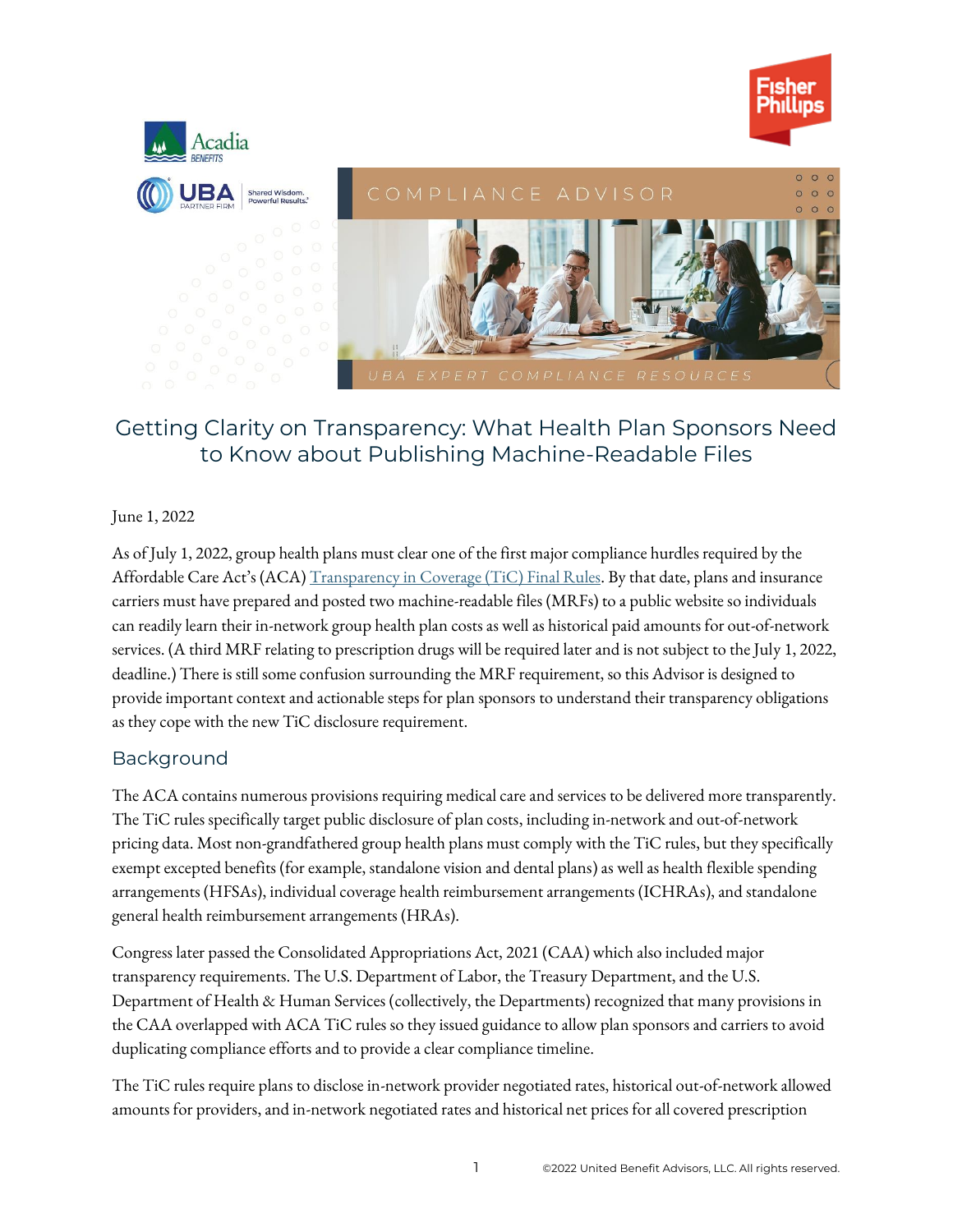COMPLIANCE ADVISOR

UBA EXPERT COMPLIANCE RESOURCES

# Getting Clarity on Transparency: What Health Plan Sponsors Need to Know about Publishing Machine-Readable Files

June 1, 2022

As of July 1, 2022, group health plans must clear one of the first major compliance hurdles required by the Affordable Care Act's (ACA) [Transparency in Coverage (TiC) Final Rules](). By that date, plans and insurance carriers must have prepared and posted two machine-readable files (MRFs) to a public website so individuals can readily learn their in-network group health plan costs as well as historical paid amounts for out-of-network services. (A third MRF relating to prescription drugs will be required later and is not subject to the July 1, 2022, deadline.) There is still some confusion surrounding the MRF requirement, so this Advisor is designed to provide important context and actionable steps for plan sponsors to understand their transparency obligations as they cope with the new TiC disclosure requirement.

## Background

The ACA contains numerous provisions requiring medical care and services to be delivered more transparently. The TiC rules specifically target public disclosure of plan costs, including in-network and out-of-network pricing data. Most non-grandfathered group health plans must comply with the TiC rules, but they specifically exempt excepted benefits (for example, standalone vision and dental plans) as well as health flexible spending arrangements (HFSAs), individual coverage health reimbursement arrangements (ICHRAs), and standalone general health reimbursement arrangements (HRAs).

Congress later passed the Consolidated Appropriations Act, 2021 (CAA) which also included major transparency requirements. The U.S. Department of Labor, the Treasury Department, and the U.S. Department of Health & Human Services (collectively, the Departments) recognized that many provisions in the CAA overlapped with ACA TiC rules so they issued guidance to allow plan sponsors and carriers to avoid duplicating compliance efforts and to provide a clear compliance timeline.

The TiC rules require plans to disclose in-network provider negotiated rates, historical out-of-network allowed amounts for providers, and in-network negotiated rates and historical net prices for all covered prescription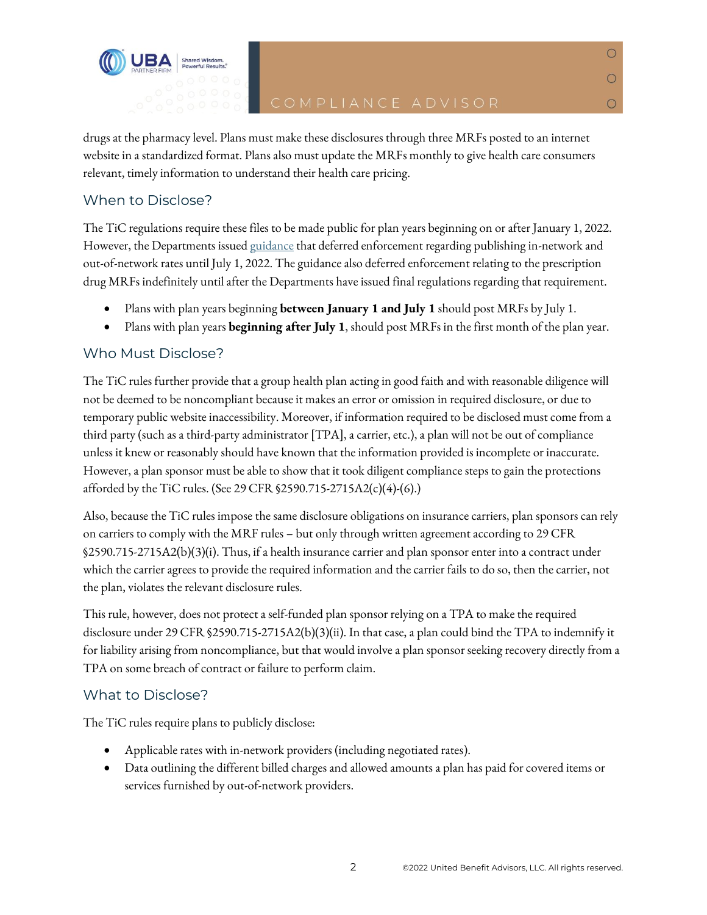drugs at the pharmacy level. Plans must make these disclosures through three MRFs posted to an internet website in a standardized format. Plans also must update the MRFs monthly to give health care consumers relevant, timely information to understand their health care pricing.

## When to Disclose?

The TiC regulations require these files to be made public for plan years beginning on or after January 1, 2022. However, the Departments issued guidance that deferred enforcement regarding publishing in-network and out-of-network rates until July 1, 2022. The guidance also deferred enforcement relating to the prescription drug MRFs indefinitely until after the Departments have issued final regulations regarding that requirement.

- Plans with plan years beginning **between January 1 and July 1** should post MRFs by July 1.
- Plans with plan years **beginning after July 1**, should post MRFs in the first month of the plan year.

## Who Must Disclose?

The TiC rules further provide that a group health plan acting in good faith and with reasonable diligence will not be deemed to be noncompliant because it makes an error or omission in required disclosure, or due to temporary public website inaccessibility. Moreover, if information required to be disclosed must come from a third party (such as a third-party administrator [TPA], a carrier, etc.), a plan will not be out of compliance unless it knew or reasonably should have known that the information provided is incomplete or inaccurate. However, a plan sponsor must be able to show that it took diligent compliance steps to gain the protections afforded by the TiC rules. (See 29 CFR §2590.715-2715A2(c)(4)-(6).)

Also, because the TiC rules impose the same disclosure obligations on insurance carriers, plan sponsors can rely on carriers to comply with the MRF rules – but only through written agreement according to 29 CFR §2590.715-2715A2(b)(3)(i). Thus, if a health insurance carrier and plan sponsor enter into a contract under which the carrier agrees to provide the required information and the carrier fails to do so, then the carrier, not the plan, violates the relevant disclosure rules.

This rule, however, does not protect a self-funded plan sponsor relying on a TPA to make the required disclosure under 29 CFR §2590.715-2715A2(b)(3)(ii). In that case, a plan could bind the TPA to indemnify it for liability arising from noncompliance, but that would involve a plan sponsor seeking recovery directly from a TPA on some breach of contract or failure to perform claim.

## What to Disclose?

The TiC rules require plans to publicly disclose:

- Applicable rates with in-network providers (including negotiated rates).
- Data outlining the different billed charges and allowed amounts a plan has paid for covered items or services furnished by out-of-network providers.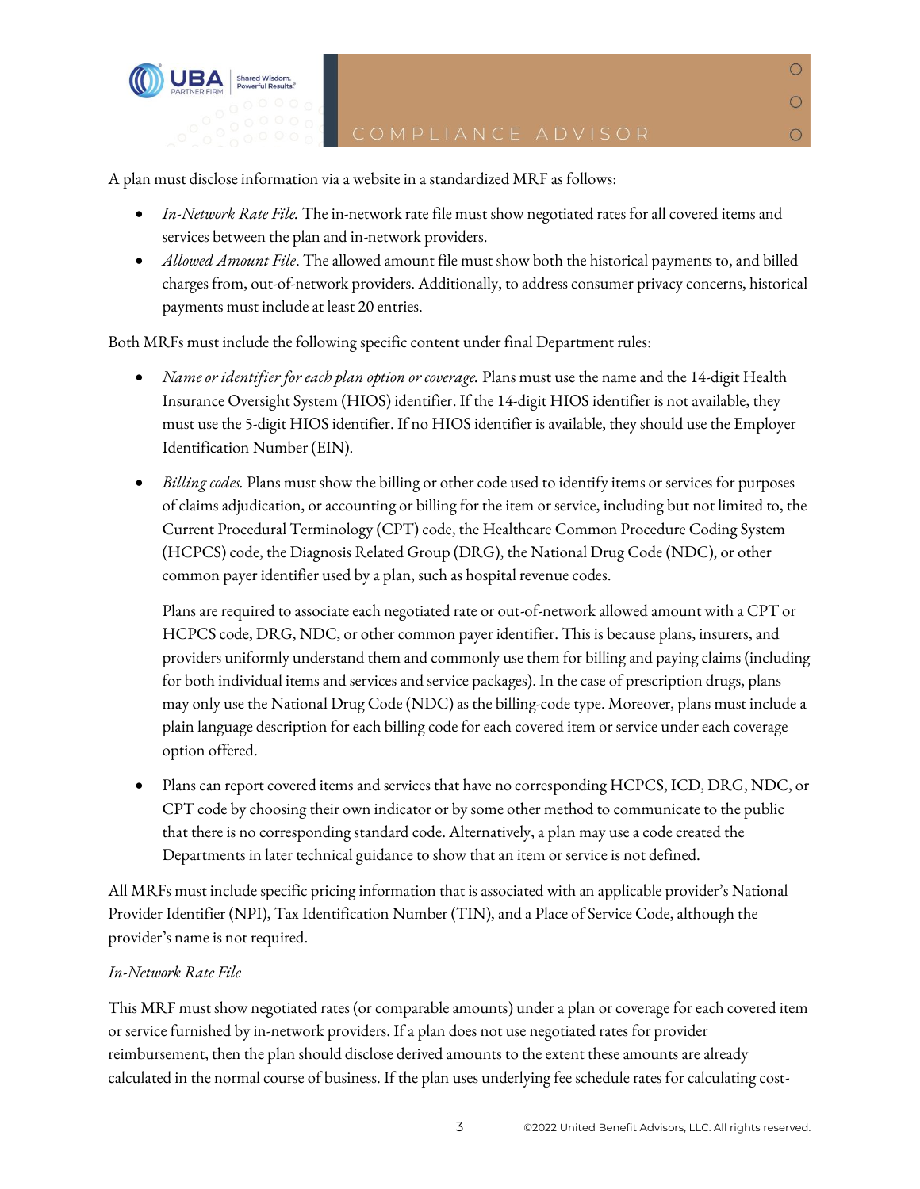A plan must disclose information via a website in a standardized MRF as follows:

- *In-Network Rate File.* The in-network rate file must show negotiated rates for all covered items and services between the plan and in-network providers.
- *Allowed Amount File*. The allowed amount file must show both the historical payments to, and billed charges from, out-of-network providers. Additionally, to address consumer privacy concerns, historical payments must include at least 20 entries.

Both MRFs must include the following specific content under final Department rules:

- *Name or identifier for each plan option or coverage.* Plans must use the name and the 14-digit Health Insurance Oversight System (HIOS) identifier. If the 14-digit HIOS identifier is not available, they must use the 5-digit HIOS identifier. If no HIOS identifier is available, they should use the Employer Identification Number (EIN).

- *Billing codes.* Plans must show the billing or other code used to identify items or services for purposes of claims adjudication, or accounting or billing for the item or service, including but not limited to, the Current Procedural Terminology (CPT) code, the Healthcare Common Procedure Coding System (HCPCS) code, the Diagnosis Related Group (DRG), the National Drug Code (NDC), or other common payer identifier used by a plan, such as hospital revenue codes.

  Plans are required to associate each negotiated rate or out-of-network allowed amount with a CPT or HCPCS code, DRG, NDC, or other common payer identifier. This is because plans, insurers, and providers uniformly understand them and commonly use them for billing and paying claims (including for both individual items and services and service packages). In the case of prescription drugs, plans may only use the National Drug Code (NDC) as the billing-code type. Moreover, plans must include a plain language description for each billing code for each covered item or service under each coverage option offered.

- Plans can report covered items and services that have no corresponding HCPCS, ICD, DRG, NDC, or CPT code by choosing their own indicator or by some other method to communicate to the public that there is no corresponding standard code. Alternatively, a plan may use a code created the Departments in later technical guidance to show that an item or service is not defined.

All MRFs must include specific pricing information that is associated with an applicable provider's National Provider Identifier (NPI), Tax Identification Number (TIN), and a Place of Service Code, although the provider's name is not required.

*In-Network Rate File*

This MRF must show negotiated rates (or comparable amounts) under a plan or coverage for each covered item or service furnished by in-network providers. If a plan does not use negotiated rates for provider reimbursement, then the plan should disclose derived amounts to the extent these amounts are already calculated in the normal course of business. If the plan uses underlying fee schedule rates for calculating cost-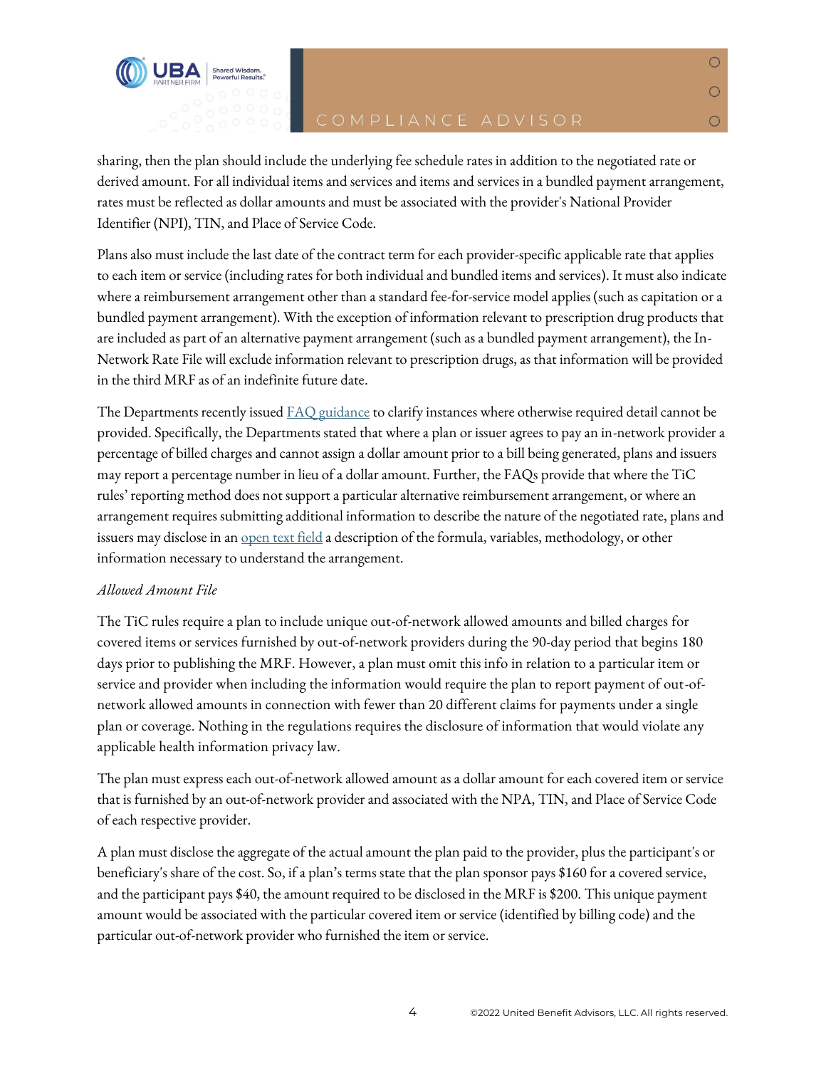sharing, then the plan should include the underlying fee schedule rates in addition to the negotiated rate or derived amount. For all individual items and services and items and services in a bundled payment arrangement, rates must be reflected as dollar amounts and must be associated with the provider's National Provider Identifier (NPI), TIN, and Place of Service Code.

Plans also must include the last date of the contract term for each provider-specific applicable rate that applies to each item or service (including rates for both individual and bundled items and services). It must also indicate where a reimbursement arrangement other than a standard fee-for-service model applies (such as capitation or a bundled payment arrangement). With the exception of information relevant to prescription drug products that are included as part of an alternative payment arrangement (such as a bundled payment arrangement), the In-Network Rate File will exclude information relevant to prescription drugs, as that information will be provided in the third MRF as of an indefinite future date.

The Departments recently issued [FAQ guidance] to clarify instances where otherwise required detail cannot be provided. Specifically, the Departments stated that where a plan or issuer agrees to pay an in-network provider a percentage of billed charges and cannot assign a dollar amount prior to a bill being generated, plans and issuers may report a percentage number in lieu of a dollar amount. Further, the FAQs provide that where the TiC rules' reporting method does not support a particular alternative reimbursement arrangement, or where an arrangement requires submitting additional information to describe the nature of the negotiated rate, plans and issuers may disclose in an [open text field] a description of the formula, variables, methodology, or other information necessary to understand the arrangement.

*Allowed Amount File*

The TiC rules require a plan to include unique out-of-network allowed amounts and billed charges for covered items or services furnished by out-of-network providers during the 90-day period that begins 180 days prior to publishing the MRF. However, a plan must omit this info in relation to a particular item or service and provider when including the information would require the plan to report payment of out-of-network allowed amounts in connection with fewer than 20 different claims for payments under a single plan or coverage. Nothing in the regulations requires the disclosure of information that would violate any applicable health information privacy law.

The plan must express each out-of-network allowed amount as a dollar amount for each covered item or service that is furnished by an out-of-network provider and associated with the NPA, TIN, and Place of Service Code of each respective provider.

A plan must disclose the aggregate of the actual amount the plan paid to the provider, plus the participant's or beneficiary's share of the cost. So, if a plan's terms state that the plan sponsor pays $160 for a covered service, and the participant pays $40, the amount required to be disclosed in the MRF is $200. This unique payment amount would be associated with the particular covered item or service (identified by billing code) and the particular out-of-network provider who furnished the item or service.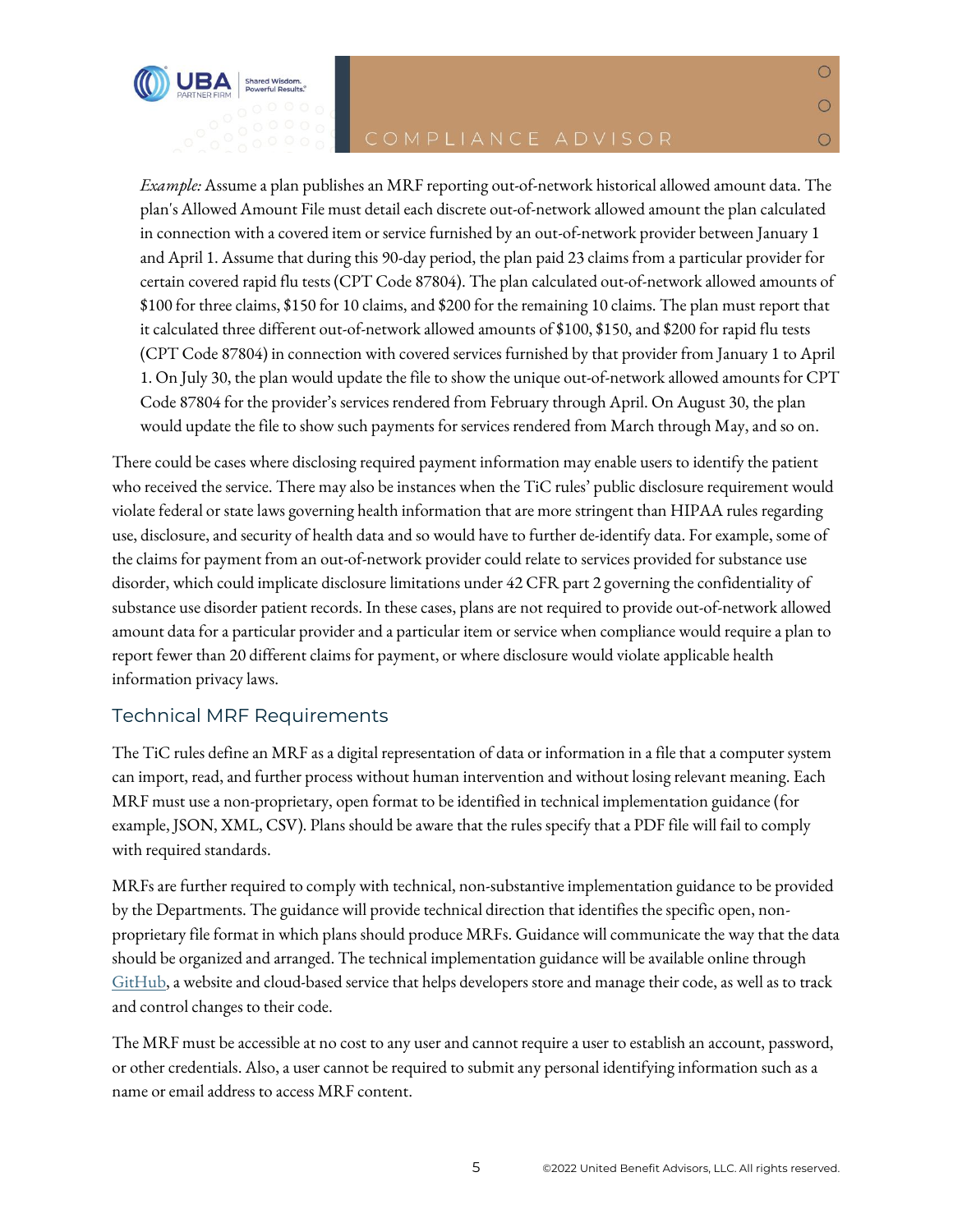*Example:* Assume a plan publishes an MRF reporting out-of-network historical allowed amount data. The plan's Allowed Amount File must detail each discrete out-of-network allowed amount the plan calculated in connection with a covered item or service furnished by an out-of-network provider between January 1 and April 1. Assume that during this 90-day period, the plan paid 23 claims from a particular provider for certain covered rapid flu tests (CPT Code 87804). The plan calculated out-of-network allowed amounts of $100 for three claims, $150 for 10 claims, and $200 for the remaining 10 claims. The plan must report that it calculated three different out-of-network allowed amounts of $100, $150, and $200 for rapid flu tests (CPT Code 87804) in connection with covered services furnished by that provider from January 1 to April 1. On July 30, the plan would update the file to show the unique out-of-network allowed amounts for CPT Code 87804 for the provider's services rendered from February through April. On August 30, the plan would update the file to show such payments for services rendered from March through May, and so on.

There could be cases where disclosing required payment information may enable users to identify the patient who received the service. There may also be instances when the TiC rules' public disclosure requirement would violate federal or state laws governing health information that are more stringent than HIPAA rules regarding use, disclosure, and security of health data and so would have to further de-identify data. For example, some of the claims for payment from an out-of-network provider could relate to services provided for substance use disorder, which could implicate disclosure limitations under 42 CFR part 2 governing the confidentiality of substance use disorder patient records. In these cases, plans are not required to provide out-of-network allowed amount data for a particular provider and a particular item or service when compliance would require a plan to report fewer than 20 different claims for payment, or where disclosure would violate applicable health information privacy laws.

## Technical MRF Requirements

The TiC rules define an MRF as a digital representation of data or information in a file that a computer system can import, read, and further process without human intervention and without losing relevant meaning. Each MRF must use a non-proprietary, open format to be identified in technical implementation guidance (for example, JSON, XML, CSV). Plans should be aware that the rules specify that a PDF file will fail to comply with required standards.

MRFs are further required to comply with technical, non-substantive implementation guidance to be provided by the Departments. The guidance will provide technical direction that identifies the specific open, non-proprietary file format in which plans should produce MRFs. Guidance will communicate the way that the data should be organized and arranged. The technical implementation guidance will be available online through GitHub, a website and cloud-based service that helps developers store and manage their code, as well as to track and control changes to their code.

The MRF must be accessible at no cost to any user and cannot require a user to establish an account, password, or other credentials. Also, a user cannot be required to submit any personal identifying information such as a name or email address to access MRF content.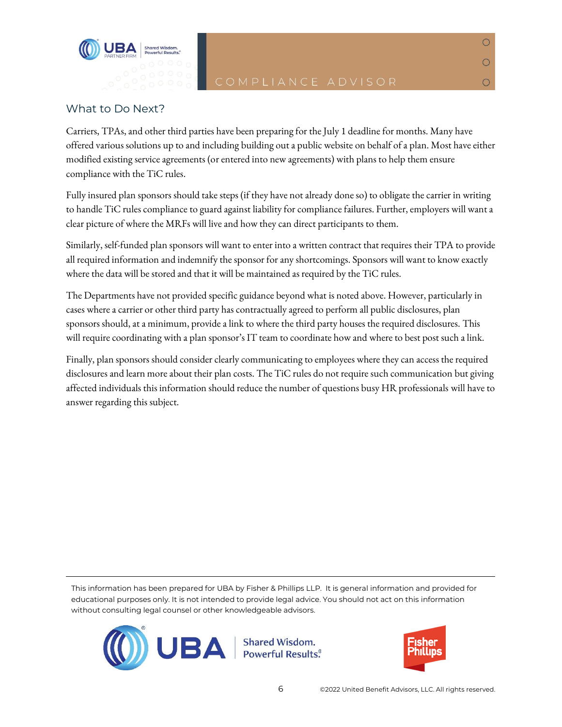## What to Do Next?

Carriers, TPAs, and other third parties have been preparing for the July 1 deadline for months. Many have offered various solutions up to and including building out a public website on behalf of a plan. Most have either modified existing service agreements (or entered into new agreements) with plans to help them ensure compliance with the TiC rules.

Fully insured plan sponsors should take steps (if they have not already done so) to obligate the carrier in writing to handle TiC rules compliance to guard against liability for compliance failures. Further, employers will want a clear picture of where the MRFs will live and how they can direct participants to them.

Similarly, self-funded plan sponsors will want to enter into a written contract that requires their TPA to provide all required information and indemnify the sponsor for any shortcomings. Sponsors will want to know exactly where the data will be stored and that it will be maintained as required by the TiC rules.

The Departments have not provided specific guidance beyond what is noted above. However, particularly in cases where a carrier or other third party has contractually agreed to perform all public disclosures, plan sponsors should, at a minimum, provide a link to where the third party houses the required disclosures. This will require coordinating with a plan sponsor's IT team to coordinate how and where to best post such a link.

Finally, plan sponsors should consider clearly communicating to employees where they can access the required disclosures and learn more about their plan costs. The TiC rules do not require such communication but giving affected individuals this information should reduce the number of questions busy HR professionals will have to answer regarding this subject.

This information has been prepared for UBA by Fisher & Phillips LLP. It is general information and provided for educational purposes only. It is not intended to provide legal advice. You should not act on this information without consulting legal counsel or other knowledgeable advisors.

©2022 United Benefit Advisors, LLC. All rights reserved.